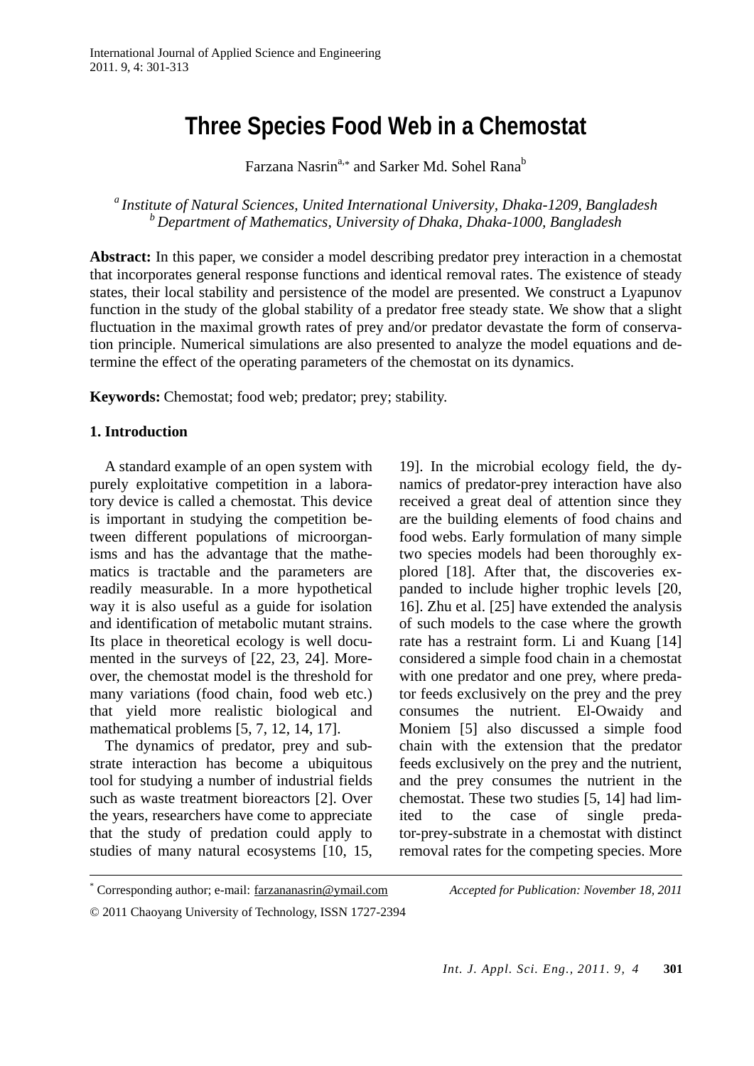# Three Species Food Web in a Chemostat

Farzana Nasrin[a,*] and Sarker Md. Sohel Rana[b]

[a] *Institute of Natural Sciences, United International University, Dhaka-1209, Bangladesh*
[b] *Department of Mathematics, University of Dhaka, Dhaka-1000, Bangladesh*

**Abstract:** In this paper, we consider a model describing predator prey interaction in a chemostat that incorporates general response functions and identical removal rates. The existence of steady states, their local stability and persistence of the model are presented. We construct a Lyapunov function in the study of the global stability of a predator free steady state. We show that a slight fluctuation in the maximal growth rates of prey and/or predator devastate the form of conservation principle. Numerical simulations are also presented to analyze the model equations and determine the effect of the operating parameters of the chemostat on its dynamics.

**Keywords:** Chemostat; food web; predator; prey; stability.

## 1. Introduction

A standard example of an open system with purely exploitative competition in a laboratory device is called a chemostat. This device is important in studying the competition between different populations of microorganisms and has the advantage that the mathematics is tractable and the parameters are readily measurable. In a more hypothetical way it is also useful as a guide for isolation and identification of metabolic mutant strains. Its place in theoretical ecology is well documented in the surveys of [22, 23, 24]. Moreover, the chemostat model is the threshold for many variations (food chain, food web etc.) that yield more realistic biological and mathematical problems [5, 7, 12, 14, 17].

The dynamics of predator, prey and substrate interaction has become a ubiquitous tool for studying a number of industrial fields such as waste treatment bioreactors [2]. Over the years, researchers have come to appreciate that the study of predation could apply to studies of many natural ecosystems [10, 15, 19]. In the microbial ecology field, the dynamics of predator-prey interaction have also received a great deal of attention since they are the building elements of food chains and food webs. Early formulation of many simple two species models had been thoroughly explored [18]. After that, the discoveries expanded to include higher trophic levels [20, 16]. Zhu et al. [25] have extended the analysis of such models to the case where the growth rate has a restraint form. Li and Kuang [14] considered a simple food chain in a chemostat with one predator and one prey, where predator feeds exclusively on the prey and the prey consumes the nutrient. El-Owaidy and Moniem [5] also discussed a simple food chain with the extension that the predator feeds exclusively on the prey and the nutrient, and the prey consumes the nutrient in the chemostat. These two studies [5, 14] had limited to the case of single predator-prey-substrate in a chemostat with distinct removal rates for the competing species. More

---

[*] Corresponding author; e-mail: farzananasrin@ymail.com

*Accepted for Publication: November 18, 2011*

© 2011 Chaoyang University of Technology, ISSN 1727-2394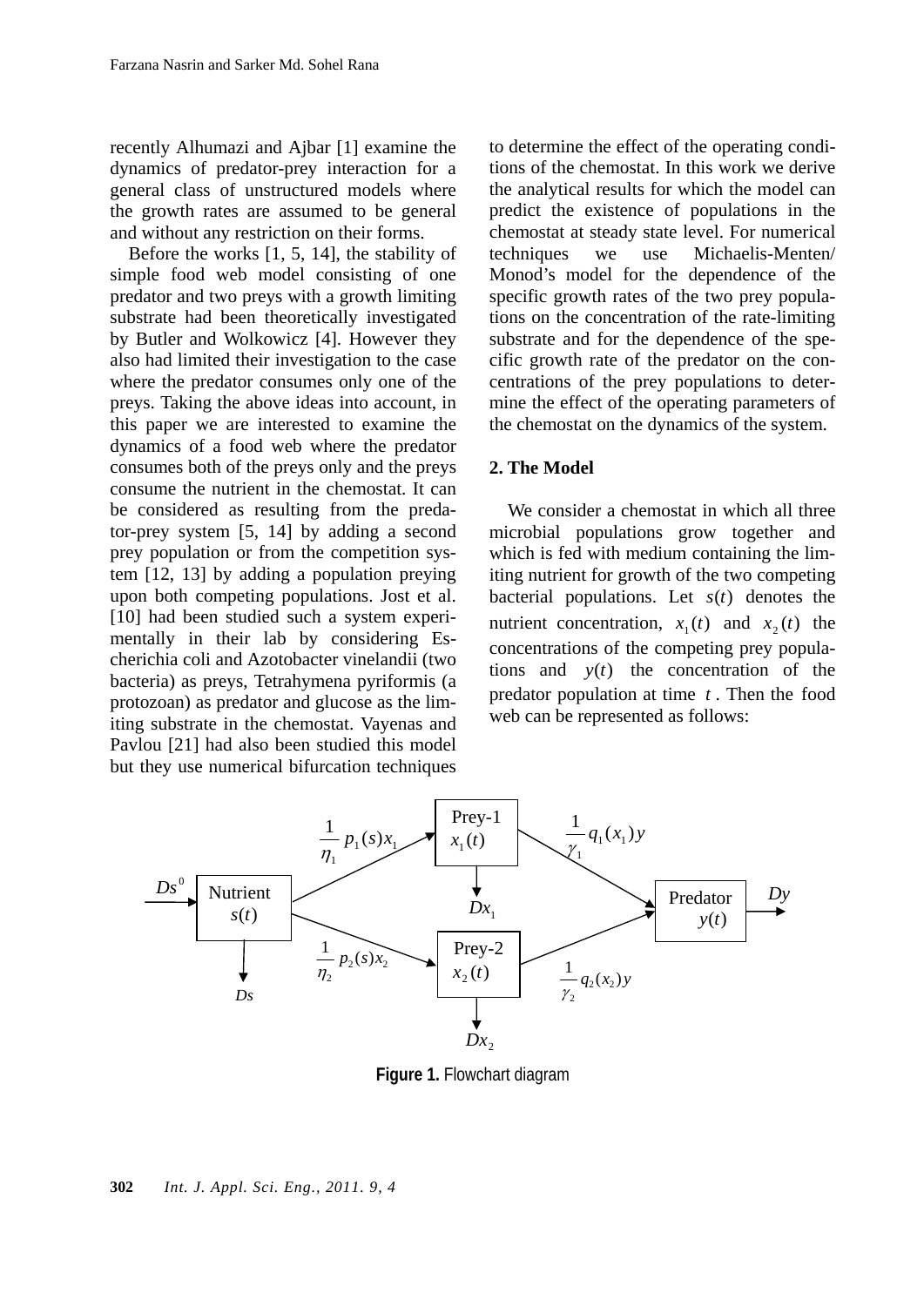recently Alhumazi and Ajbar [1] examine the dynamics of predator-prey interaction for a general class of unstructured models where the growth rates are assumed to be general and without any restriction on their forms.

Before the works [1, 5, 14], the stability of simple food web model consisting of one predator and two preys with a growth limiting substrate had been theoretically investigated by Butler and Wolkowicz [4]. However they also had limited their investigation to the case where the predator consumes only one of the preys. Taking the above ideas into account, in this paper we are interested to examine the dynamics of a food web where the predator consumes both of the preys only and the preys consume the nutrient in the chemostat. It can be considered as resulting from the predator-prey system [5, 14] by adding a second prey population or from the competition system [12, 13] by adding a population preying upon both competing populations. Jost et al. [10] had been studied such a system experimentally in their lab by considering Escherichia coli and Azotobacter vinelandii (two bacteria) as preys, Tetrahymena pyriformis (a protozoan) as predator and glucose as the limiting substrate in the chemostat. Vayenas and Pavlou [21] had also been studied this model but they use numerical bifurcation techniques to determine the effect of the operating conditions of the chemostat. In this work we derive the analytical results for which the model can predict the existence of populations in the chemostat at steady state level. For numerical techniques we use Michaelis-Menten/Monod's model for the dependence of the specific growth rates of the two prey populations on the concentration of the rate-limiting substrate and for the dependence of the specific growth rate of the predator on the concentrations of the prey populations to determine the effect of the operating parameters of the chemostat on the dynamics of the system.

## 2. The Model

We consider a chemostat in which all three microbial populations grow together and which is fed with medium containing the limiting nutrient for growth of the two competing bacterial populations. Let $s(t)$ denotes the nutrient concentration, $x_1(t)$ and $x_2(t)$ the concentrations of the competing prey populations and $y(t)$ the concentration of the predator population at time $t$. Then the food web can be represented as follows:

$Ds^0$ → Nutrient $s(t)$ → $\frac{1}{\eta_1} p_1(s)x_1$ → Prey-1 $x_1(t)$ → $\frac{1}{\gamma_1} q_1(x_1)y$ → Predator $y(t)$ → $Dy$

Nutrient $s(t)$ → $\frac{1}{\eta_2} p_2(s)x_2$ → Prey-2 $x_2(t)$ → $\frac{1}{\gamma_2} q_2(x_2)y$ → Predator $y(t)$

Outflows: $Ds$, $Dx_1$, $Dx_2$

**Figure 1.** Flowchart diagram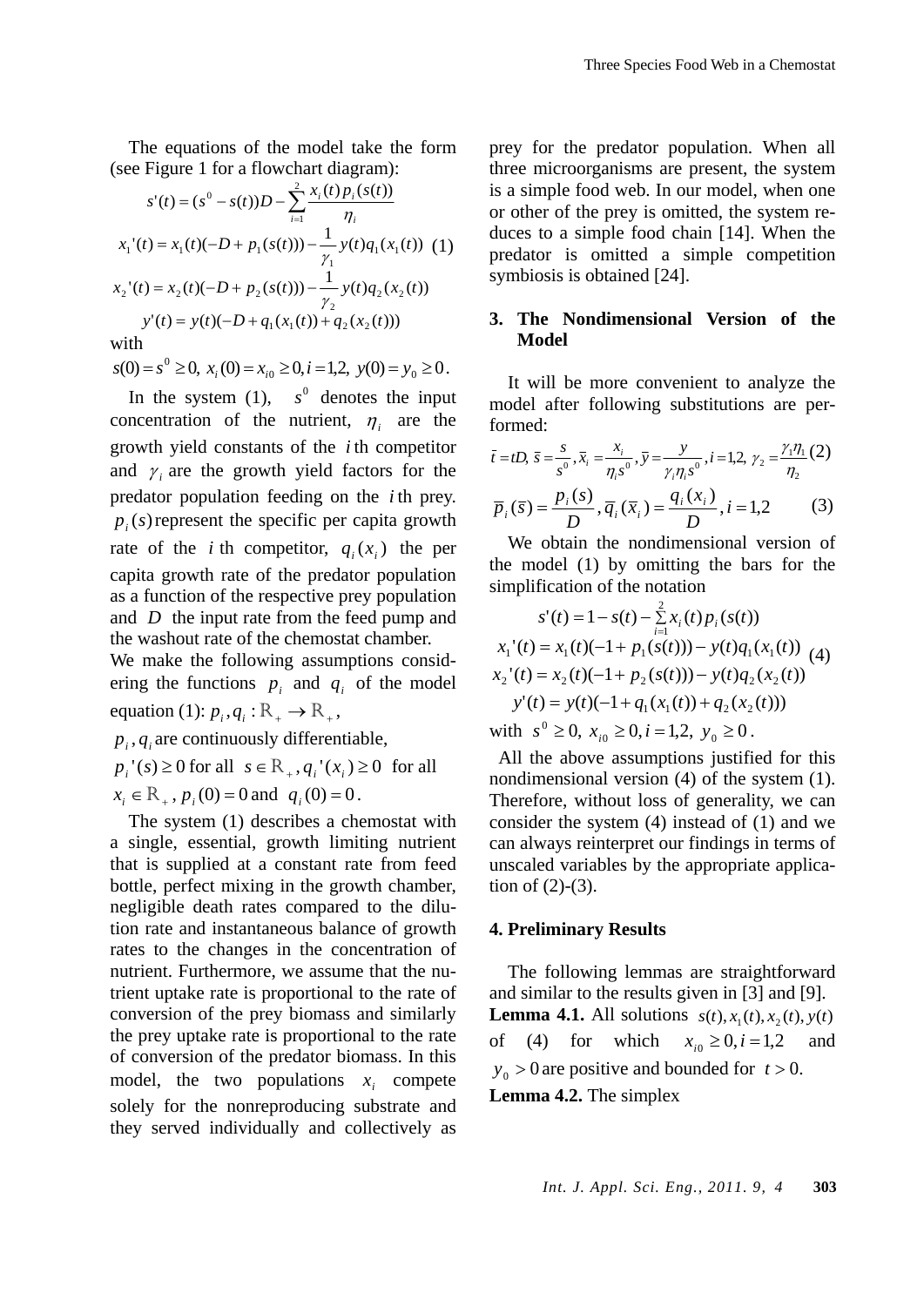The equations of the model take the form (see Figure 1 for a flowchart diagram):

$$
\begin{aligned}
s'(t) &= (s^0 - s(t))D - \sum_{i=1}^{2} \frac{x_i(t)\,p_i(s(t))}{\eta_i} \\
x_1'(t) &= x_1(t)(-D + p_1(s(t))) - \frac{1}{\gamma_1} y(t) q_1(x_1(t)) \\
x_2'(t) &= x_2(t)(-D + p_2(s(t))) - \frac{1}{\gamma_2} y(t) q_2(x_2(t)) \\
y'(t) &= y(t)(-D + q_1(x_1(t)) + q_2(x_2(t)))
\end{aligned} \tag{1}
$$

with

$s(0) = s^0 \geq 0,\ x_i(0) = x_{i0} \geq 0, i = 1,2,\ y(0) = y_0 \geq 0$.

In the system (1), $s^0$ denotes the input concentration of the nutrient, $\eta_i$ are the growth yield constants of the $i$th competitor and $\gamma_i$ are the growth yield factors for the predator population feeding on the $i$th prey. $p_i(s)$ represent the specific per capita growth rate of the $i$th competitor, $q_i(x_i)$ the per capita growth rate of the predator population as a function of the respective prey population and $D$ the input rate from the feed pump and the washout rate of the chemostat chamber.

We make the following assumptions considering the functions $p_i$ and $q_i$ of the model equation (1): $p_i, q_i : \mathbb{R}_+ \to \mathbb{R}_+$,

$p_i, q_i$ are continuously differentiable,

$p_i'(s) \geq 0$ for all $s \in \mathbb{R}_+$, $q_i'(x_i) \geq 0$ for all $x_i \in \mathbb{R}_+$, $p_i(0) = 0$ and $q_i(0) = 0$.

The system (1) describes a chemostat with a single, essential, growth limiting nutrient that is supplied at a constant rate from feed bottle, perfect mixing in the growth chamber, negligible death rates compared to the dilution rate and instantaneous balance of growth rates to the changes in the concentration of nutrient. Furthermore, we assume that the nutrient uptake rate is proportional to the rate of conversion of the prey biomass and similarly the prey uptake rate is proportional to the rate of conversion of the predator biomass. In this model, the two populations $x_i$ compete solely for the nonreproducing substrate and they served individually and collectively as prey for the predator population. When all three microorganisms are present, the system is a simple food web. In our model, when one or other of the prey is omitted, the system reduces to a simple food chain [14]. When the predator is omitted a simple competition symbiosis is obtained [24].

## 3. The Nondimensional Version of the Model

It will be more convenient to analyze the model after following substitutions are performed:

$$\bar{t} = tD,\ \bar{s} = \frac{s}{s^0},\ \bar{x}_i = \frac{x_i}{\eta_i s^0},\ \bar{y} = \frac{y}{\gamma_i \eta_i s^0},\ i = 1,2,\ \gamma_2 = \frac{\gamma_1 \eta_1}{\eta_2} \tag{2}$$

$$\bar{p}_i(\bar{s}) = \frac{p_i(s)}{D},\ \bar{q}_i(\bar{x}_i) = \frac{q_i(x_i)}{D},\ i = 1,2 \tag{3}$$

We obtain the nondimensional version of the model (1) by omitting the bars for the simplification of the notation

$$
\begin{aligned}
s'(t) &= 1 - s(t) - \sum_{i=1}^{2} x_i(t)\,p_i(s(t)) \\
x_1'(t) &= x_1(t)(-1 + p_1(s(t))) - y(t) q_1(x_1(t)) \\
x_2'(t) &= x_2(t)(-1 + p_2(s(t))) - y(t) q_2(x_2(t)) \\
y'(t) &= y(t)(-1 + q_1(x_1(t)) + q_2(x_2(t)))
\end{aligned} \tag{4}
$$

with $s^0 \geq 0,\ x_{i0} \geq 0, i = 1,2,\ y_0 \geq 0$.

All the above assumptions justified for this nondimensional version (4) of the system (1). Therefore, without loss of generality, we can consider the system (4) instead of (1) and we can always reinterpret our findings in terms of unscaled variables by the appropriate application of (2)-(3).

## 4. Preliminary Results

The following lemmas are straightforward and similar to the results given in [3] and [9].

**Lemma 4.1.** All solutions $s(t), x_1(t), x_2(t), y(t)$ of (4) for which $x_{i0} \geq 0, i = 1,2$ and $y_0 > 0$ are positive and bounded for $t > 0$.

**Lemma 4.2.** The simplex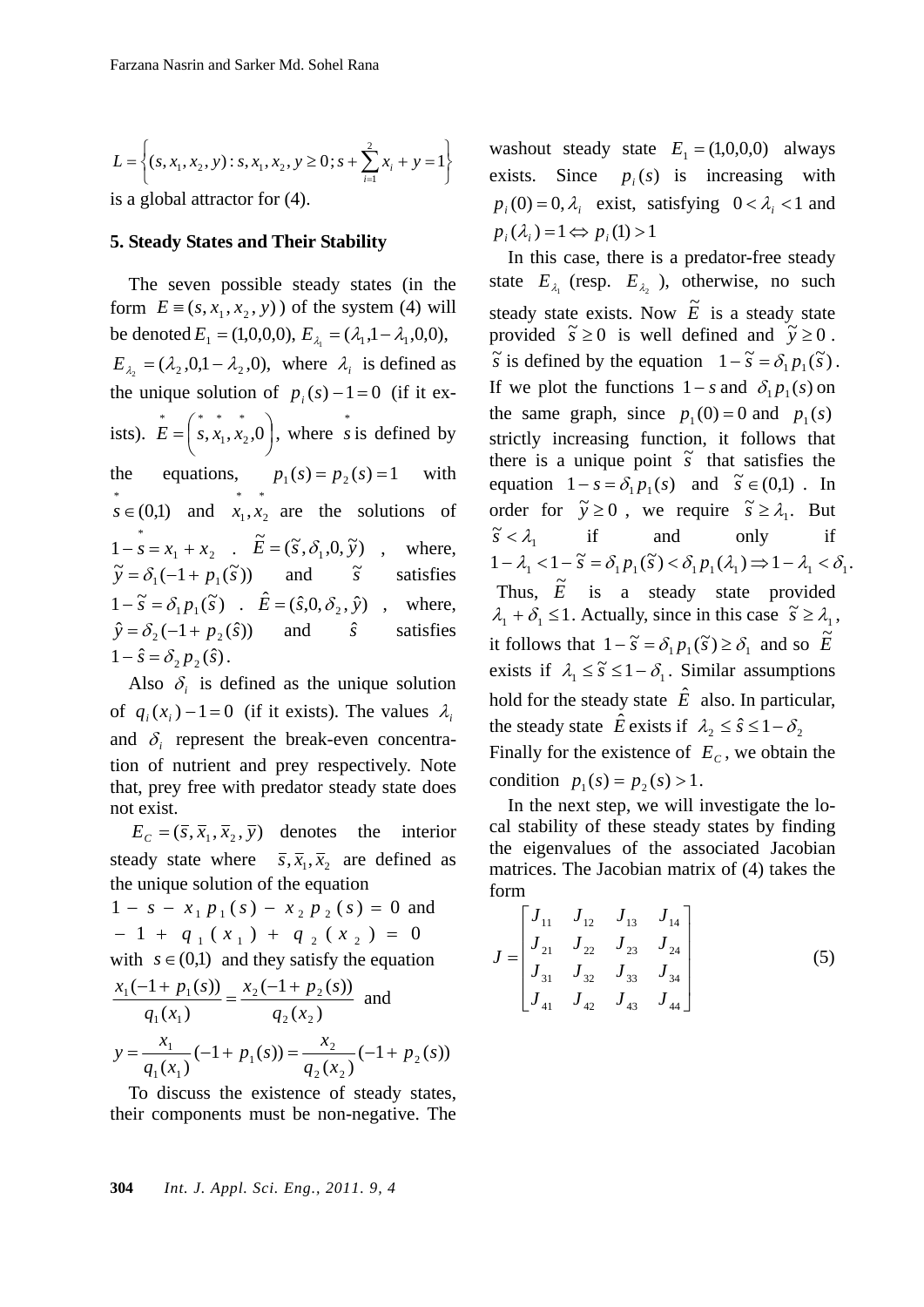$$L = \left\{(s, x_1, x_2, y) : s, x_1, x_2, y \geq 0; s + \sum_{i=1}^{2} x_i + y = 1\right\}$$

is a global attractor for (4).

## 5. Steady States and Their Stability

The seven possible steady states (in the form $E \equiv (s, x_1, x_2, y)$) of the system (4) will be denoted $E_1 = (1,0,0,0)$, $E_{\lambda_1} = (\lambda_1, 1-\lambda_1, 0, 0)$, $E_{\lambda_2} = (\lambda_2, 0, 1-\lambda_2, 0)$, where $\lambda_i$ is defined as the unique solution of $p_i(s) - 1 = 0$ (if it exists). $\overset{*}{E} = \left(\overset{*}{s}, \overset{*}{x}_1, \overset{*}{x}_2, 0\right)$, where $\overset{*}{s}$ is defined by the equations, $p_1(s) = p_2(s) = 1$ with $\overset{*}{s} \in (0,1)$ and $\overset{*}{x}_1, \overset{*}{x}_2$ are the solutions of $1 - \overset{*}{s} = x_1 + x_2$ . $\tilde{E} = (\tilde{s}, \delta_1, 0, \tilde{y})$ , where, $\tilde{y} = \delta_1(-1 + p_1(\tilde{s}))$ and $\tilde{s}$ satisfies $1 - \tilde{s} = \delta_1 p_1(\tilde{s})$ . $\hat{E} = (\hat{s}, 0, \delta_2, \hat{y})$ , where, $\hat{y} = \delta_2(-1 + p_2(\hat{s}))$ and $\hat{s}$ satisfies $1 - \hat{s} = \delta_2 p_2(\hat{s})$.

Also $\delta_i$ is defined as the unique solution of $q_i(x_i) - 1 = 0$ (if it exists). The values $\lambda_i$ and $\delta_i$ represent the break-even concentration of nutrient and prey respectively. Note that, prey free with predator steady state does not exist.

$E_C = (\bar{s}, \bar{x}_1, \bar{x}_2, \bar{y})$ denotes the interior steady state where $\bar{s}, \bar{x}_1, \bar{x}_2$ are defined as the unique solution of the equation $1 - s - x_1 p_1(s) - x_2 p_2(s) = 0$ and $-1 + q_1(x_1) + q_2(x_2) = 0$ with $s \in (0,1)$ and they satisfy the equation

$$\frac{x_1(-1 + p_1(s))}{q_1(x_1)} = \frac{x_2(-1 + p_2(s))}{q_2(x_2)} \text{ and}$$

$$y = \frac{x_1}{q_1(x_1)}(-1 + p_1(s)) = \frac{x_2}{q_2(x_2)}(-1 + p_2(s))$$

To discuss the existence of steady states, their components must be non-negative. The washout steady state $E_1 = (1,0,0,0)$ always exists. Since $p_i(s)$ is increasing with $p_i(0) = 0, \lambda_i$ exist, satisfying $0 < \lambda_i < 1$ and $p_i(\lambda_i) = 1 \Leftrightarrow p_i(1) > 1$

In this case, there is a predator-free steady state $E_{\lambda_1}$ (resp. $E_{\lambda_2}$), otherwise, no such steady state exists. Now $\tilde{E}$ is a steady state provided $\tilde{s} \geq 0$ is well defined and $\tilde{y} \geq 0$. $\tilde{s}$ is defined by the equation $1 - \tilde{s} = \delta_1 p_1(\tilde{s})$. If we plot the functions $1 - s$ and $\delta_1 p_1(s)$ on the same graph, since $p_1(0) = 0$ and $p_1(s)$ strictly increasing function, it follows that there is a unique point $\tilde{s}$ that satisfies the equation $1 - s = \delta_1 p_1(s)$ and $\tilde{s} \in (0,1)$ . In order for $\tilde{y} \geq 0$ , we require $\tilde{s} \geq \lambda_1$. But $\tilde{s} < \lambda_1$ if and only if $1 - \lambda_1 < 1 - \tilde{s} = \delta_1 p_1(\tilde{s}) < \delta_1 p_1(\lambda_1) \Rightarrow 1 - \lambda_1 < \delta_1$. Thus, $\tilde{E}$ is a steady state provided $\lambda_1 + \delta_1 \leq 1$. Actually, since in this case $\tilde{s} \geq \lambda_1$, it follows that $1 - \tilde{s} = \delta_1 p_1(\tilde{s}) \geq \delta_1$ and so $\tilde{E}$ exists if $\lambda_1 \leq \tilde{s} \leq 1 - \delta_1$. Similar assumptions hold for the steady state $\hat{E}$ also. In particular, the steady state $\hat{E}$ exists if $\lambda_2 \leq \hat{s} \leq 1 - \delta_2$

Finally for the existence of $E_C$, we obtain the condition $p_1(s) = p_2(s) > 1$.

In the next step, we will investigate the local stability of these steady states by finding the eigenvalues of the associated Jacobian matrices. The Jacobian matrix of (4) takes the form

$$J = \begin{bmatrix} J_{11} & J_{12} & J_{13} & J_{14} \\ J_{21} & J_{22} & J_{23} & J_{24} \\ J_{31} & J_{32} & J_{33} & J_{34} \\ J_{41} & J_{42} & J_{43} & J_{44} \end{bmatrix} \tag{5}$$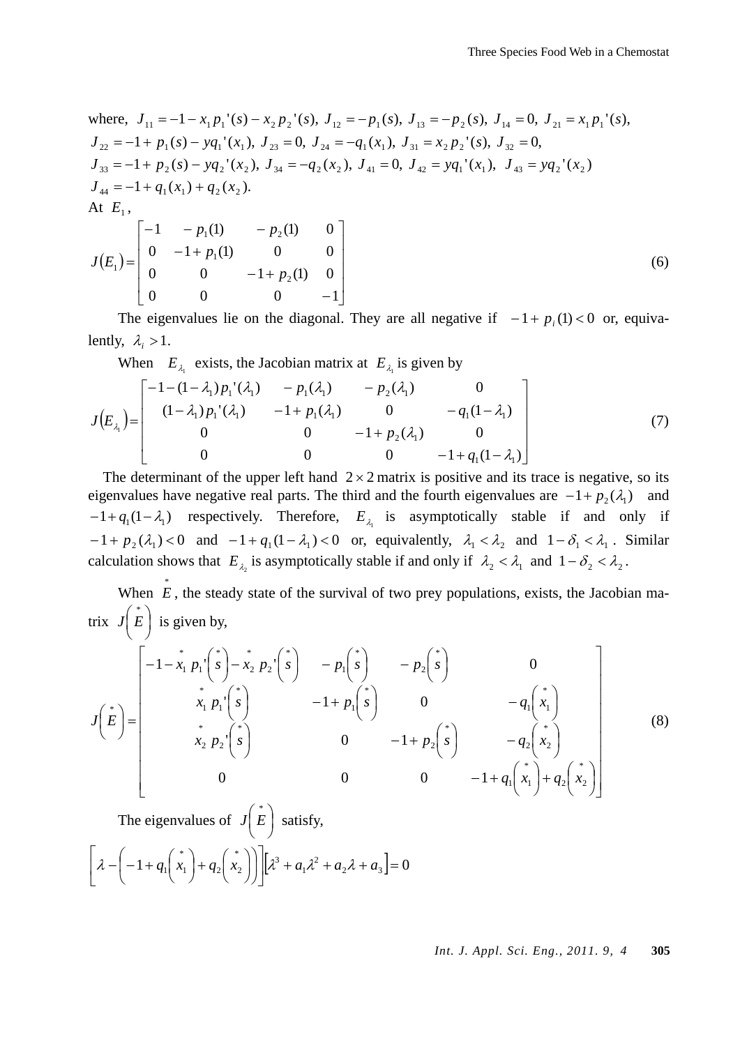where, $J_{11} = -1 - x_1 p_1'(s) - x_2 p_2'(s),\ J_{12} = -p_1(s),\ J_{13} = -p_2(s),\ J_{14} = 0,\ J_{21} = x_1 p_1'(s),$
$J_{22} = -1 + p_1(s) - yq_1'(x_1),\ J_{23} = 0,\ J_{24} = -q_1(x_1),\ J_{31} = x_2 p_2'(s),\ J_{32} = 0,$
$J_{33} = -1 + p_2(s) - yq_2'(x_2),\ J_{34} = -q_2(x_2),\ J_{41} = 0,\ J_{42} = yq_1'(x_1),\ J_{43} = yq_2'(x_2)$
$J_{44} = -1 + q_1(x_1) + q_2(x_2).$

At $E_1$,

$$J(E_1) = \begin{bmatrix} -1 & -p_1(1) & -p_2(1) & 0 \\ 0 & -1 + p_1(1) & 0 & 0 \\ 0 & 0 & -1 + p_2(1) & 0 \\ 0 & 0 & 0 & -1 \end{bmatrix} \tag{6}$$

The eigenvalues lie on the diagonal. They are all negative if $-1 + p_i(1) < 0$ or, equivalently, $\lambda_i > 1$.

When $E_{\lambda_1}$ exists, the Jacobian matrix at $E_{\lambda_1}$ is given by

$$J(E_{\lambda_1}) = \begin{bmatrix} -1 - (1-\lambda_1) p_1'(\lambda_1) & -p_1(\lambda_1) & -p_2(\lambda_1) & 0 \\ (1-\lambda_1) p_1'(\lambda_1) & -1 + p_1(\lambda_1) & 0 & -q_1(1-\lambda_1) \\ 0 & 0 & -1 + p_2(\lambda_1) & 0 \\ 0 & 0 & 0 & -1 + q_1(1-\lambda_1) \end{bmatrix} \tag{7}$$

The determinant of the upper left hand $2 \times 2$ matrix is positive and its trace is negative, so its eigenvalues have negative real parts. The third and the fourth eigenvalues are $-1 + p_2(\lambda_1)$ and $-1 + q_1(1-\lambda_1)$ respectively. Therefore, $E_{\lambda_1}$ is asymptotically stable if and only if $-1 + p_2(\lambda_1) < 0$ and $-1 + q_1(1-\lambda_1) < 0$ or, equivalently, $\lambda_1 < \lambda_2$ and $1 - \delta_1 < \lambda_1$. Similar calculation shows that $E_{\lambda_2}$ is asymptotically stable if and only if $\lambda_2 < \lambda_1$ and $1 - \delta_2 < \lambda_2$.

When $\overset{*}{E}$, the steady state of the survival of two prey populations, exists, the Jacobian matrix $J\left(\overset{*}{E}\right)$ is given by,

$$J\left(\overset{*}{E}\right) = \begin{bmatrix} -1 - \overset{*}{x}_1 p_1'\left(\overset{*}{s}\right) - \overset{*}{x}_2 p_2'\left(\overset{*}{s}\right) & -p_1\left(\overset{*}{s}\right) & -p_2\left(\overset{*}{s}\right) & 0 \\ \overset{*}{x}_1 p_1'\left(\overset{*}{s}\right) & -1 + p_1\left(\overset{*}{s}\right) & 0 & -q_1\left(\overset{*}{x}_1\right) \\ \overset{*}{x}_2 p_2'\left(\overset{*}{s}\right) & 0 & -1 + p_2\left(\overset{*}{s}\right) & -q_2\left(\overset{*}{x}_2\right) \\ 0 & 0 & 0 & -1 + q_1\left(\overset{*}{x}_1\right) + q_2\left(\overset{*}{x}_2\right) \end{bmatrix} \tag{8}$$

The eigenvalues of $J\left(\overset{*}{E}\right)$ satisfy,

$$\left[\lambda - \left(-1 + q_1\left(\overset{*}{x}_1\right) + q_2\left(\overset{*}{x}_2\right)\right)\right]\left[\lambda^3 + a_1\lambda^2 + a_2\lambda + a_3\right] = 0$$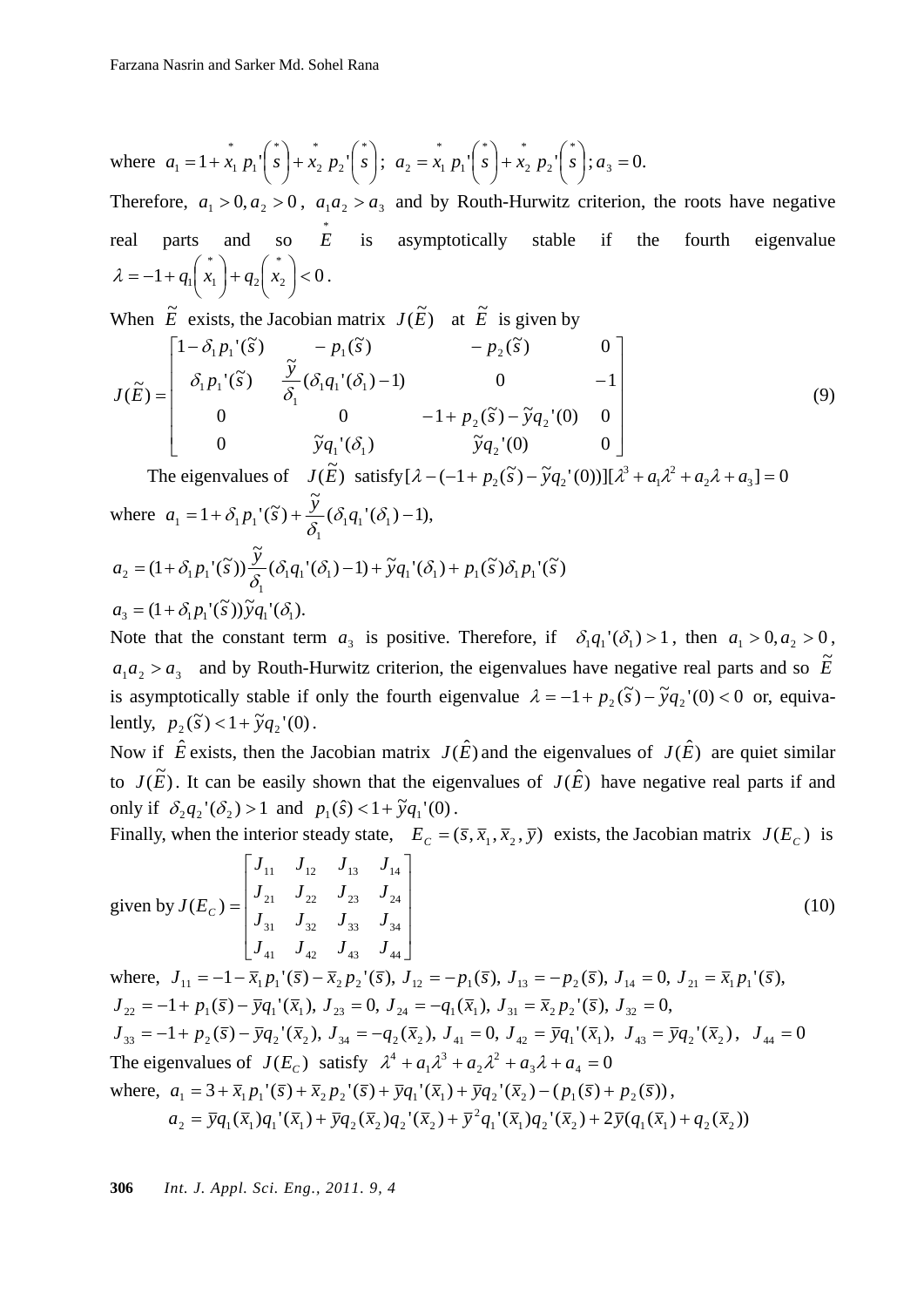where $a_1 = 1 + \overset{*}{x}_1 p_1'\left(\overset{*}{s}\right) + \overset{*}{x}_2 p_2'\left(\overset{*}{s}\right)$; $a_2 = \overset{*}{x}_1 p_1'\left(\overset{*}{s}\right) + \overset{*}{x}_2 p_2'\left(\overset{*}{s}\right)$; $a_3 = 0.$

Therefore, $a_1 > 0, a_2 > 0$, $a_1 a_2 > a_3$ and by Routh-Hurwitz criterion, the roots have negative real parts and so $\overset{*}{E}$ is asymptotically stable if the fourth eigenvalue $\lambda = -1 + q_1\left(\overset{*}{x}_1\right) + q_2\left(\overset{*}{x}_2\right) < 0$.

When $\tilde{E}$ exists, the Jacobian matrix $J(\tilde{E})$ at $\tilde{E}$ is given by

$$J(\tilde{E}) = \begin{bmatrix} 1 - \delta_1 p_1'(\tilde{s}) & -p_1(\tilde{s}) & -p_2(\tilde{s}) & 0 \\ \delta_1 p_1'(\tilde{s}) & \dfrac{\tilde{y}}{\delta_1}(\delta_1 q_1'(\delta_1) - 1) & 0 & -1 \\ 0 & 0 & -1 + p_2(\tilde{s}) - \tilde{y} q_2'(0) & 0 \\ 0 & \tilde{y} q_1'(\delta_1) & \tilde{y} q_2'(0) & 0 \end{bmatrix} \tag{9}$$

The eigenvalues of $J(\tilde{E})$ satisfy $[\lambda - (-1 + p_2(\tilde{s}) - \tilde{y} q_2'(0))][\lambda^3 + a_1\lambda^2 + a_2\lambda + a_3] = 0$

where $a_1 = 1 + \delta_1 p_1'(\tilde{s}) + \dfrac{\tilde{y}}{\delta_1}(\delta_1 q_1'(\delta_1) - 1),$

$a_2 = (1 + \delta_1 p_1'(\tilde{s}))\dfrac{\tilde{y}}{\delta_1}(\delta_1 q_1'(\delta_1) - 1) + \tilde{y} q_1'(\delta_1) + p_1(\tilde{s})\delta_1 p_1'(\tilde{s})$

$a_3 = (1 + \delta_1 p_1'(\tilde{s}))\tilde{y} q_1'(\delta_1).$

Note that the constant term $a_3$ is positive. Therefore, if $\delta_1 q_1'(\delta_1) > 1$, then $a_1 > 0, a_2 > 0$, $a_1 a_2 > a_3$ and by Routh-Hurwitz criterion, the eigenvalues have negative real parts and so $\tilde{E}$ is asymptotically stable if only the fourth eigenvalue $\lambda = -1 + p_2(\tilde{s}) - \tilde{y} q_2'(0) < 0$ or, equivalently, $p_2(\tilde{s}) < 1 + \tilde{y} q_2'(0)$.

Now if $\hat{E}$ exists, then the Jacobian matrix $J(\hat{E})$ and the eigenvalues of $J(\hat{E})$ are quiet similar to $J(\tilde{E})$. It can be easily shown that the eigenvalues of $J(\hat{E})$ have negative real parts if and only if $\delta_2 q_2'(\delta_2) > 1$ and $p_1(\hat{s}) < 1 + \tilde{y} q_1'(0)$.

Finally, when the interior steady state, $E_C = (\bar{s}, \bar{x}_1, \bar{x}_2, \bar{y})$ exists, the Jacobian matrix $J(E_C)$ is given by

$$J(E_C) = \begin{bmatrix} J_{11} & J_{12} & J_{13} & J_{14} \\ J_{21} & J_{22} & J_{23} & J_{24} \\ J_{31} & J_{32} & J_{33} & J_{34} \\ J_{41} & J_{42} & J_{43} & J_{44} \end{bmatrix} \tag{10}$$

where, $J_{11} = -1 - \bar{x}_1 p_1'(\bar{s}) - \bar{x}_2 p_2'(\bar{s})$, $J_{12} = -p_1(\bar{s})$, $J_{13} = -p_2(\bar{s})$, $J_{14} = 0$, $J_{21} = \bar{x}_1 p_1'(\bar{s})$,
$J_{22} = -1 + p_1(\bar{s}) - \bar{y} q_1'(\bar{x}_1)$, $J_{23} = 0$, $J_{24} = -q_1(\bar{x}_1)$, $J_{31} = \bar{x}_2 p_2'(\bar{s})$, $J_{32} = 0$,
$J_{33} = -1 + p_2(\bar{s}) - \bar{y} q_2'(\bar{x}_2)$, $J_{34} = -q_2(\bar{x}_2)$, $J_{41} = 0$, $J_{42} = \bar{y} q_1'(\bar{x}_1)$, $J_{43} = \bar{y} q_2'(\bar{x}_2)$, $J_{44} = 0$

The eigenvalues of $J(E_C)$ satisfy $\lambda^4 + a_1\lambda^3 + a_2\lambda^2 + a_3\lambda + a_4 = 0$

where, $a_1 = 3 + \bar{x}_1 p_1'(\bar{s}) + \bar{x}_2 p_2'(\bar{s}) + \bar{y} q_1'(\bar{x}_1) + \bar{y} q_2'(\bar{x}_2) - (p_1(\bar{s}) + p_2(\bar{s}))$,

$a_2 = \bar{y} q_1(\bar{x}_1) q_1'(\bar{x}_1) + \bar{y} q_2(\bar{x}_2) q_2'(\bar{x}_2) + \bar{y}^2 q_1'(\bar{x}_1) q_2'(\bar{x}_2) + 2\bar{y}(q_1(\bar{x}_1) + q_2(\bar{x}_2))$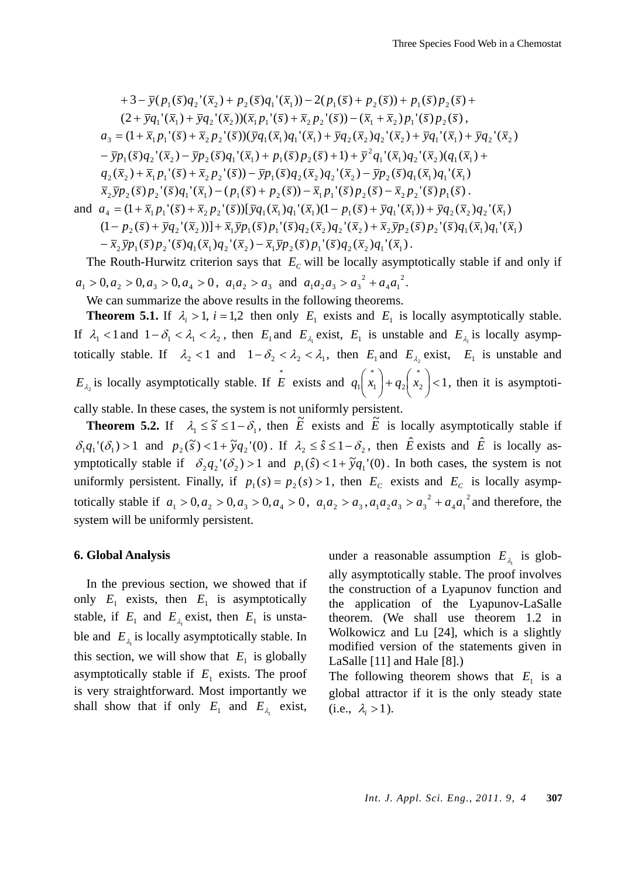$$+3-\bar{y}(p_1(\bar{s})q_2'(\bar{x}_2)+p_2(\bar{s})q_1'(\bar{x}_1))-2(p_1(\bar{s})+p_2(\bar{s}))+p_1(\bar{s})p_2(\bar{s})+$$
$$(2+\bar{y}q_1'(\bar{x}_1)+\bar{y}q_2'(\bar{x}_2))(\bar{x}_1p_1'(\bar{s})+\bar{x}_2p_2'(\bar{s}))-(\bar{x}_1+\bar{x}_2)p_1'(\bar{s})p_2(\bar{s}),$$

$$a_3=(1+\bar{x}_1p_1'(\bar{s})+\bar{x}_2p_2'(\bar{s}))(\bar{y}q_1(\bar{x}_1)q_1'(\bar{x}_1)+\bar{y}q_2(\bar{x}_2)q_2'(\bar{x}_2)+\bar{y}q_1'(\bar{x}_1)+\bar{y}q_2'(\bar{x}_2)$$
$$-\bar{y}p_1(\bar{s})q_2'(\bar{x}_2)-\bar{y}p_2(\bar{s})q_1'(\bar{x}_1)+p_1(\bar{s})p_2(\bar{s})+1)+\bar{y}^2q_1'(\bar{x}_1)q_2'(\bar{x}_2)(q_1(\bar{x}_1)+$$
$$q_2(\bar{x}_2)+\bar{x}_1p_1'(\bar{s})+\bar{x}_2p_2'(\bar{s}))-\bar{y}p_1(\bar{s})q_2(\bar{x}_2)q_2'(\bar{x}_2)-\bar{y}p_2(\bar{s})q_1(\bar{x}_1)q_1'(\bar{x}_1)$$
$$\bar{x}_2\bar{y}p_2(\bar{s})p_2'(\bar{s})q_1'(\bar{x}_1)-(p_1(\bar{s})+p_2(\bar{s}))-\bar{x}_1p_1'(\bar{s})p_2(\bar{s})-\bar{x}_2p_2'(\bar{s})p_1(\bar{s}).$$

and
$$a_4=(1+\bar{x}_1p_1'(\bar{s})+\bar{x}_2p_2'(\bar{s}))[\bar{y}q_1(\bar{x}_1)q_1'(\bar{x}_1)(1-p_1(\bar{s})+\bar{y}q_1'(\bar{x}_1))+\bar{y}q_2(\bar{x}_2)q_2'(\bar{x}_1)$$
$$(1-p_2(\bar{s})+\bar{y}q_2'(\bar{x}_2))]+\bar{x}_1\bar{y}p_1(\bar{s})p_1'(\bar{s})q_2(\bar{x}_2)q_2'(\bar{x}_2)+\bar{x}_2\bar{y}p_2(\bar{s})p_2'(\bar{s})q_1(\bar{x}_1)q_1'(\bar{x}_1)$$
$$-\bar{x}_2\bar{y}p_1(\bar{s})p_2'(\bar{s})q_1(\bar{x}_1)q_2'(\bar{x}_2)-\bar{x}_1\bar{y}p_2(\bar{s})p_1'(\bar{s})q_2(\bar{x}_2)q_1'(\bar{x}_1).$$

The Routh-Hurwitz criterion says that $E_C$ will be locally asymptotically stable if and only if $a_1>0, a_2>0, a_3>0, a_4>0$, $a_1a_2>a_3$ and $a_1a_2a_3>a_3^2+a_4a_1^2$.

We can summarize the above results in the following theorems.

**Theorem 5.1.** If $\lambda_i>1,\ i=1,2$ then only $E_1$ exists and $E_1$ is locally asymptotically stable. If $\lambda_1<1$ and $1-\delta_1<\lambda_1<\lambda_2$, then $E_1$ and $E_{\lambda_1}$ exist, $E_1$ is unstable and $E_{\lambda_1}$ is locally asymptotically stable. If $\lambda_2<1$ and $1-\delta_2<\lambda_2<\lambda_1$, then $E_1$ and $E_{\lambda_2}$ exist, $E_1$ is unstable and $E_{\lambda_2}$ is locally asymptotically stable. If $\overset{*}{E}$ exists and $q_1\left(\overset{*}{x}_1\right)+q_2\left(\overset{*}{x}_2\right)<1$, then it is asymptotically stable. In these cases, the system is not uniformly persistent.

**Theorem 5.2.** If $\lambda_1\le\tilde{s}\le 1-\delta_1$, then $\tilde{E}$ exists and $\tilde{E}$ is locally asymptotically stable if $\delta_1q_1'(\delta_1)>1$ and $p_2(\tilde{s})<1+\tilde{y}q_2'(0)$. If $\lambda_2\le\hat{s}\le 1-\delta_2$, then $\hat{E}$ exists and $\hat{E}$ is locally asymptotically stable if $\delta_2q_2'(\delta_2)>1$ and $p_1(\hat{s})<1+\tilde{y}q_1'(0)$. In both cases, the system is not uniformly persistent. Finally, if $p_1(s)=p_2(s)>1$, then $E_C$ exists and $E_C$ is locally asymptotically stable if $a_1>0, a_2>0, a_3>0, a_4>0$, $a_1a_2>a_3, a_1a_2a_3>a_3^2+a_4a_1^2$ and therefore, the system will be uniformly persistent.

## 6. Global Analysis

In the previous section, we showed that if only $E_1$ exists, then $E_1$ is asymptotically stable, if $E_1$ and $E_{\lambda_1}$ exist, then $E_1$ is unstable and $E_{\lambda_1}$ is locally asymptotically stable. In this section, we will show that $E_1$ is globally asymptotically stable if $E_1$ exists. The proof is very straightforward. Most importantly we shall show that if only $E_1$ and $E_{\lambda_1}$ exist, under a reasonable assumption $E_{\lambda_1}$ is globally asymptotically stable. The proof involves the construction of a Lyapunov function and the application of the Lyapunov-LaSalle theorem. (We shall use theorem 1.2 in Wolkowicz and Lu [24], which is a slightly modified version of the statements given in LaSalle [11] and Hale [8].)

The following theorem shows that $E_1$ is a global attractor if it is the only steady state (i.e., $\lambda_i>1$).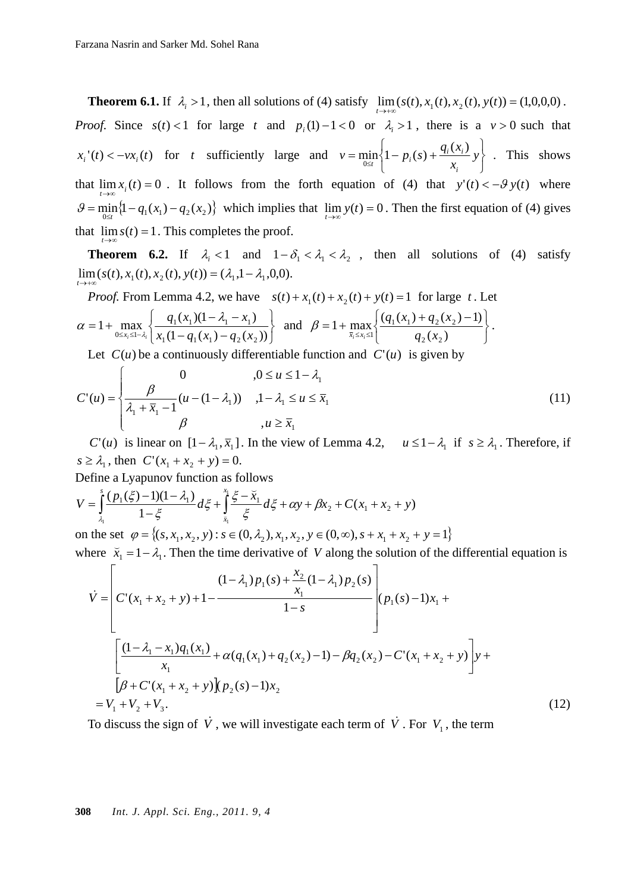**Theorem 6.1.** If $\lambda_i > 1$, then all solutions of (4) satisfy $\lim_{t\to+\infty}(s(t), x_1(t), x_2(t), y(t)) = (1,0,0,0)$.

*Proof.* Since $s(t) < 1$ for large $t$ and $p_i(1) - 1 < 0$ or $\lambda_i > 1$, there is a $v > 0$ such that $x_i'(t) < -v x_i(t)$ for $t$ sufficiently large and $v = \min_{0\le t}\left\{1 - p_i(s) + \frac{q_i(x_i)}{x_i} y\right\}$. This shows that $\lim_{t\to\infty} x_i(t) = 0$. It follows from the forth equation of (4) that $y'(t) < -\vartheta y(t)$ where $\vartheta = \min_{0\le t}\{1 - q_1(x_1) - q_2(x_2)\}$ which implies that $\lim_{t\to\infty} y(t) = 0$. Then the first equation of (4) gives that $\lim_{t\to\infty} s(t) = 1$. This completes the proof.

**Theorem 6.2.** If $\lambda_i < 1$ and $1 - \delta_1 < \lambda_1 < \lambda_2$, then all solutions of (4) satisfy $\lim_{t\to+\infty}(s(t), x_1(t), x_2(t), y(t)) = (\lambda_1, 1-\lambda_1, 0, 0)$.

*Proof.* From Lemma 4.2, we have $s(t) + x_1(t) + x_2(t) + y(t) = 1$ for large $t$. Let

$$\alpha = 1 + \max_{0\le x_i \le 1-\lambda_i}\left\{\frac{q_1(x_1)(1-\lambda_1-x_1)}{x_1(1-q_1(x_1)-q_2(x_2))}\right\} \quad \text{and} \quad \beta = 1 + \max_{\bar{x}_1 \le x_i \le 1}\left\{\frac{(q_1(x_1)+q_2(x_2)-1)}{q_2(x_2)}\right\}.$$

Let $C(u)$ be a continuously differentiable function and $C'(u)$ is given by

$$C'(u) = \begin{cases} 0 & , 0 \le u \le 1-\lambda_1 \\ \dfrac{\beta}{\lambda_1 + \bar{x}_1 - 1}(u - (1-\lambda_1)) & , 1-\lambda_1 \le u \le \bar{x}_1 \\ \beta & , u \ge \bar{x}_1 \end{cases} \tag{11}$$

$C'(u)$ is linear on $[1-\lambda_1, \bar{x}_1]$. In the view of Lemma 4.2, $u \le 1-\lambda_1$ if $s \ge \lambda_1$. Therefore, if $s \ge \lambda_1$, then $C'(x_1 + x_2 + y) = 0$.

Define a Lyapunov function as follows

$$V = \int_{\lambda_1}^{s}\frac{(p_1(\xi)-1)(1-\lambda_1)}{1-\xi}d\xi + \int_{\breve{x}_1}^{x_1}\frac{\xi - \breve{x}_1}{\xi}d\xi + \alpha y + \beta x_2 + C(x_1 + x_2 + y)$$

on the set $\varphi = \{(s, x_1, x_2, y) : s \in (0, \lambda_2), x_1, x_2, y \in (0,\infty), s + x_1 + x_2 + y = 1\}$

where $\breve{x}_1 = 1 - \lambda_1$. Then the time derivative of $V$ along the solution of the differential equation is

$$\begin{aligned}
\dot{V} = &\left[C'(x_1+x_2+y) + 1 - \frac{(1-\lambda_1)p_1(s) + \frac{x_2}{x_1}(1-\lambda_1)p_2(s)}{1-s}\right](p_1(s)-1)x_1 + \\
&\left[\frac{(1-\lambda_1-x_1)q_1(x_1)}{x_1} + \alpha(q_1(x_1)+q_2(x_2)-1) - \beta q_2(x_2) - C'(x_1+x_2+y)\right]y + \\
&[\beta + C'(x_1+x_2+y)](p_2(s)-1)x_2 \\
= &V_1 + V_2 + V_3.
\end{aligned} \tag{12}$$

To discuss the sign of $\dot{V}$, we will investigate each term of $\dot{V}$. For $V_1$, the term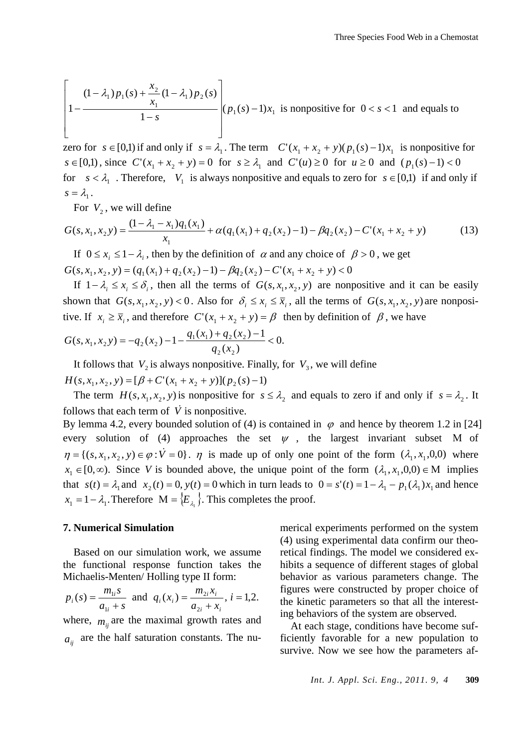$$\left[1 - \frac{(1-\lambda_1)p_1(s) + \dfrac{x_2}{x_1}(1-\lambda_1)p_2(s)}{1-s}\right](p_1(s)-1)x_1$$ is nonpositive for $0 < s < 1$ and equals to zero for $s \in [0,1)$ if and only if $s = \lambda_1$. The term $C'(x_1 + x_2 + y)(p_1(s)-1)x_1$ is nonpositive for $s \in [0,1)$, since $C'(x_1 + x_2 + y) = 0$ for $s \geq \lambda_1$ and $C'(u) \geq 0$ for $u \geq 0$ and $(p_1(s)-1) < 0$ for $s < \lambda_1$. Therefore, $V_1$ is always nonpositive and equals to zero for $s \in [0,1)$ if and only if $s = \lambda_1$.

For $V_2$, we will define

$$G(s, x_1, x_2 y) = \frac{(1-\lambda_1 - x_1)q_1(x_1)}{x_1} + \alpha(q_1(x_1) + q_2(x_2) - 1) - \beta q_2(x_2) - C'(x_1 + x_2 + y) \tag{13}$$

If $0 \leq x_i \leq 1-\lambda_i$, then by the definition of $\alpha$ and any choice of $\beta > 0$, we get $G(s, x_1, x_2, y) = (q_1(x_1) + q_2(x_2) - 1) - \beta q_2(x_2) - C'(x_1 + x_2 + y) < 0$

If $1-\lambda_i \leq x_i \leq \delta_i$, then all the terms of $G(s, x_1, x_2, y)$ are nonpositive and it can be easily shown that $G(s, x_1, x_2, y) < 0$. Also for $\delta_i \leq x_i \leq \bar{x}_i$, all the terms of $G(s, x_1, x_2, y)$ are nonpositive. If $x_i \geq \bar{x}_i$, and therefore $C'(x_1 + x_2 + y) = \beta$ then by definition of $\beta$, we have

$$G(s, x_1, x_2 y) = -q_2(x_2) - 1 - \frac{q_1(x_1) + q_2(x_2) - 1}{q_2(x_2)} < 0.$$

It follows that $V_2$ is always nonpositive. Finally, for $V_3$, we will define

$H(s, x_1, x_2, y) = [\beta + C'(x_1 + x_2 + y)](p_2(s) - 1)$

The term $H(s, x_1, x_2, y)$ is nonpositive for $s \leq \lambda_2$ and equals to zero if and only if $s = \lambda_2$. It follows that each term of $\dot{V}$ is nonpositive.

By lemma 4.2, every bounded solution of (4) is contained in $\varphi$ and hence by theorem 1.2 in [24] every solution of (4) approaches the set $\psi$, the largest invariant subset M of $\eta = \{(s, x_1, x_2, y) \in \varphi : \dot{V} = 0\}$. $\eta$ is made up of only one point of the form $(\lambda_1, x_1, 0, 0)$ where $x_1 \in [0, \infty)$. Since $V$ is bounded above, the unique point of the form $(\lambda_1, x_1, 0, 0) \in \mathrm{M}$ implies that $s(t) = \lambda_1$ and $x_2(t) = 0, y(t) = 0$ which in turn leads to $0 = s'(t) = 1 - \lambda_1 - p_1(\lambda_1)x_1$ and hence $x_1 = 1 - \lambda_1$. Therefore $\mathrm{M} = \{E_{\lambda_1}\}$. This completes the proof.

## 7. Numerical Simulation

Based on our simulation work, we assume the functional response function takes the Michaelis-Menten/ Holling type II form:

$$p_i(s) = \frac{m_{1i}s}{a_{1i} + s} \text{ and } q_i(x_i) = \frac{m_{2i}x_i}{a_{2i} + x_i},\ i = 1,2.$$

where, $m_{ij}$ are the maximal growth rates and $a_{ij}$ are the half saturation constants. The numerical experiments performed on the system (4) using experimental data confirm our theoretical findings. The model we considered exhibits a sequence of different stages of global behavior as various parameters change. The figures were constructed by proper choice of the kinetic parameters so that all the interesting behaviors of the system are observed.

At each stage, conditions have become sufficiently favorable for a new population to survive. Now we see how the parameters af-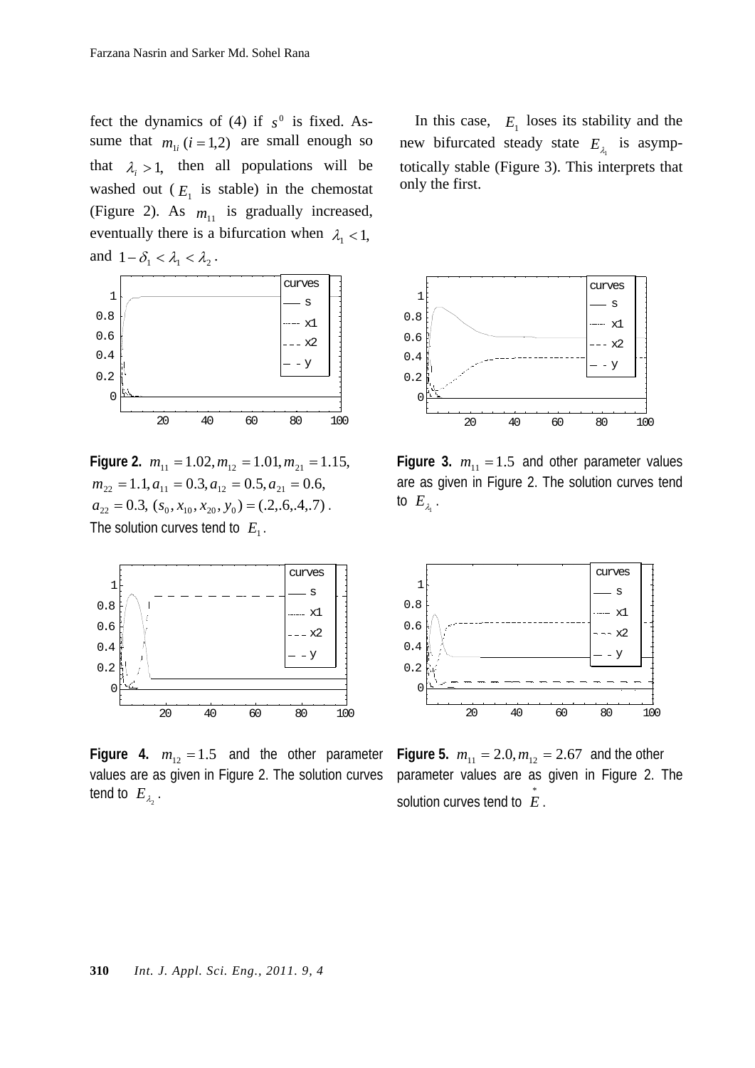fect the dynamics of (4) if $s^0$ is fixed. Assume that $m_{1i}\,(i=1,2)$ are small enough so that $\lambda_i > 1,$ then all populations will be washed out ($E_1$ is stable) in the chemostat (Figure 2). As $m_{11}$ is gradually increased, eventually there is a bifurcation when $\lambda_1 < 1,$ and $1-\delta_1 < \lambda_1 < \lambda_2$.

In this case, $E_1$ loses its stability and the new bifurcated steady state $E_{\lambda_1}$ is asymptotically stable (Figure 3). This interprets that only the first.

**Figure 2.** $m_{11}=1.02, m_{12}=1.01, m_{21}=1.15,$ $m_{22}=1.1, a_{11}=0.3, a_{12}=0.5, a_{21}=0.6,$ $a_{22}=0.3,\ (s_0, x_{10}, x_{20}, y_0)=(.2,.6,.4,.7)$. The solution curves tend to $E_1$.

**Figure 3.** $m_{11}=1.5$ and other parameter values are as given in Figure 2. The solution curves tend to $E_{\lambda_1}$.

**Figure 4.** $m_{12}=1.5$ and the other parameter values are as given in Figure 2. The solution curves tend to $E_{\lambda_2}$.

**Figure 5.** $m_{11}=2.0, m_{12}=2.67$ and the other parameter values are as given in Figure 2. The solution curves tend to $\overset{*}{E}$.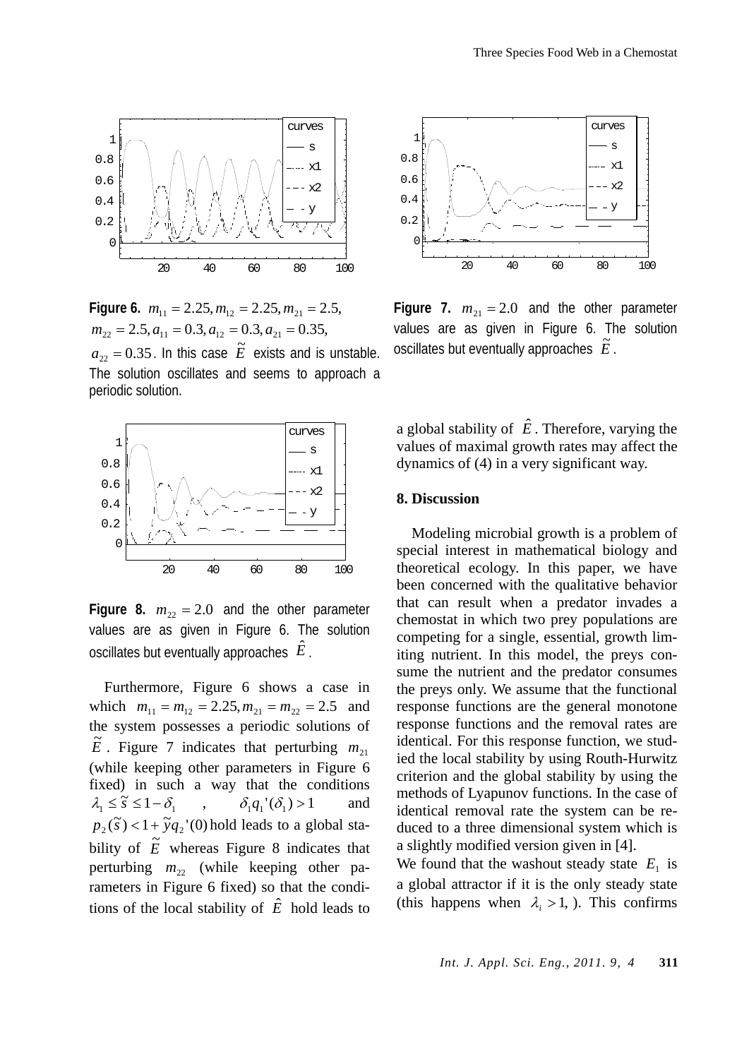**Figure 6.** $m_{11} = 2.25, m_{12} = 2.25, m_{21} = 2.5,$ $m_{22} = 2.5, a_{11} = 0.3, a_{12} = 0.3, a_{21} = 0.35,$ $a_{22} = 0.35$. In this case $\tilde{E}$ exists and is unstable. The solution oscillates and seems to approach a periodic solution.

**Figure 7.** $m_{21} = 2.0$ and the other parameter values are as given in Figure 6. The solution oscillates but eventually approaches $\tilde{E}$.

**Figure 8.** $m_{22} = 2.0$ and the other parameter values are as given in Figure 6. The solution oscillates but eventually approaches $\hat{E}$.

Furthermore, Figure 6 shows a case in which $m_{11} = m_{12} = 2.25, m_{21} = m_{22} = 2.5$ and the system possesses a periodic solutions of $\tilde{E}$. Figure 7 indicates that perturbing $m_{21}$ (while keeping other parameters in Figure 6 fixed) in such a way that the conditions $\lambda_1 \le \tilde{s} \le 1 - \delta_1$, $\delta_1 q_1'(\delta_1) > 1$ and $p_2(\tilde{s}) < 1 + \tilde{y} q_2'(0)$ hold leads to a global stability of $\tilde{E}$ whereas Figure 8 indicates that perturbing $m_{22}$ (while keeping other parameters in Figure 6 fixed) so that the conditions of the local stability of $\hat{E}$ hold leads to a global stability of $\hat{E}$. Therefore, varying the values of maximal growth rates may affect the dynamics of (4) in a very significant way.

## 8. Discussion

Modeling microbial growth is a problem of special interest in mathematical biology and theoretical ecology. In this paper, we have been concerned with the qualitative behavior that can result when a predator invades a chemostat in which two prey populations are competing for a single, essential, growth limiting nutrient. In this model, the preys consume the nutrient and the predator consumes the preys only. We assume that the functional response functions are the general monotone response functions and the removal rates are identical. For this response function, we studied the local stability by using Routh-Hurwitz criterion and the global stability by using the methods of Lyapunov functions. In the case of identical removal rate the system can be reduced to a three dimensional system which is a slightly modified version given in [4].

We found that the washout steady state $E_1$ is a global attractor if it is the only steady state (this happens when $\lambda_i > 1$, ). This confirms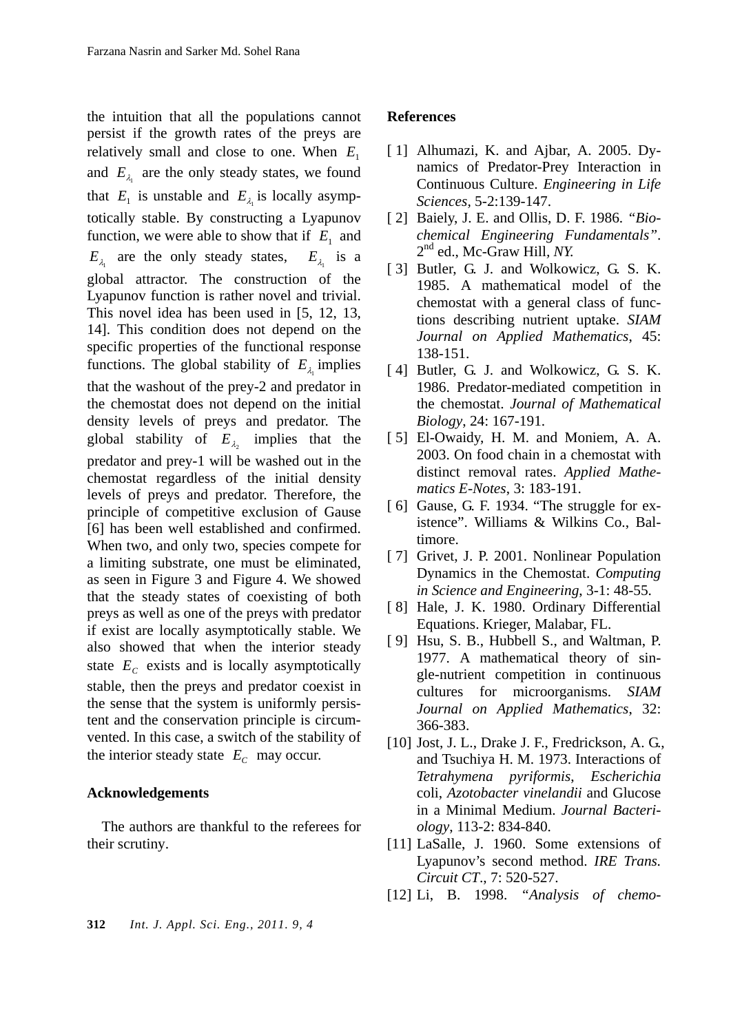the intuition that all the populations cannot persist if the growth rates of the preys are relatively small and close to one. When $E_1$ and $E_{\lambda_1}$ are the only steady states, we found that $E_1$ is unstable and $E_{\lambda_1}$ is locally asymptotically stable. By constructing a Lyapunov function, we were able to show that if $E_1$ and $E_{\lambda_1}$ are the only steady states, $E_{\lambda_1}$ is a global attractor. The construction of the Lyapunov function is rather novel and trivial. This novel idea has been used in [5, 12, 13, 14]. This condition does not depend on the specific properties of the functional response functions. The global stability of $E_{\lambda_1}$ implies that the washout of the prey-2 and predator in the chemostat does not depend on the initial density levels of preys and predator. The global stability of $E_{\lambda_2}$ implies that the predator and prey-1 will be washed out in the chemostat regardless of the initial density levels of preys and predator. Therefore, the principle of competitive exclusion of Gause [6] has been well established and confirmed. When two, and only two, species compete for a limiting substrate, one must be eliminated, as seen in Figure 3 and Figure 4. We showed that the steady states of coexisting of both preys as well as one of the preys with predator if exist are locally asymptotically stable. We also showed that when the interior steady state $E_C$ exists and is locally asymptotically stable, then the preys and predator coexist in the sense that the system is uniformly persistent and the conservation principle is circumvented. In this case, a switch of the stability of the interior steady state $E_C$ may occur.

## Acknowledgements

The authors are thankful to the referees for their scrutiny.

## References

[1] Alhumazi, K. and Ajbar, A. 2005. Dynamics of Predator-Prey Interaction in Continuous Culture. *Engineering in Life Sciences*, 5-2:139-147.

[2] Baiely, J. E. and Ollis, D. F. 1986. "*Biochemical Engineering Fundamentals*". 2nd ed., Mc-Graw Hill, *NY*.

[3] Butler, G. J. and Wolkowicz, G. S. K. 1985. A mathematical model of the chemostat with a general class of functions describing nutrient uptake. *SIAM Journal on Applied Mathematics*, 45: 138-151.

[4] Butler, G. J. and Wolkowicz, G. S. K. 1986. Predator-mediated competition in the chemostat. *Journal of Mathematical Biology*, 24: 167-191.

[5] El-Owaidy, H. M. and Moniem, A. A. 2003. On food chain in a chemostat with distinct removal rates. *Applied Mathematics E-Notes*, 3: 183-191.

[6] Gause, G. F. 1934. "The struggle for existence". Williams & Wilkins Co., Baltimore.

[7] Grivet, J. P. 2001. Nonlinear Population Dynamics in the Chemostat. *Computing in Science and Engineering*, 3-1: 48-55.

[8] Hale, J. K. 1980. Ordinary Differential Equations. Krieger, Malabar, FL.

[9] Hsu, S. B., Hubbell S., and Waltman, P. 1977. A mathematical theory of single-nutrient competition in continuous cultures for microorganisms. *SIAM Journal on Applied Mathematics*, 32: 366-383.

[10] Jost, J. L., Drake J. F., Fredrickson, A. G., and Tsuchiya H. M. 1973. Interactions of *Tetrahymena pyriformis*, *Escherichia* coli, *Azotobacter vinelandii* and Glucose in a Minimal Medium. *Journal Bacteriology*, 113-2: 834-840.

[11] LaSalle, J. 1960. Some extensions of Lyapunov's second method. *IRE Trans. Circuit CT*., 7: 520-527.

[12] Li, B. 1998. "*Analysis of chemo-*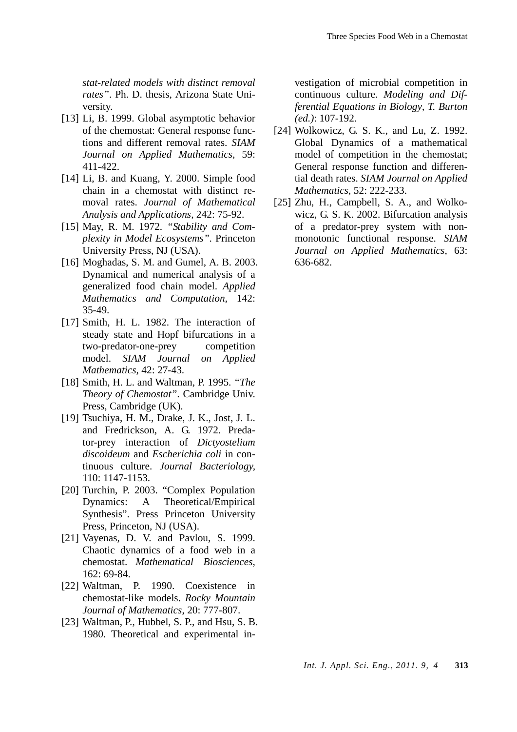*stat-related models with distinct removal rates"*. Ph. D. thesis, Arizona State University.

[13] Li, B. 1999. Global asymptotic behavior of the chemostat: General response functions and different removal rates. *SIAM Journal on Applied Mathematics*, 59: 411-422.

[14] Li, B. and Kuang, Y. 2000. Simple food chain in a chemostat with distinct removal rates. *Journal of Mathematical Analysis and Applications*, 242: 75-92.

[15] May, R. M. 1972. *"Stability and Complexity in Model Ecosystems"*. Princeton University Press, NJ (USA).

[16] Moghadas, S. M. and Gumel, A. B. 2003. Dynamical and numerical analysis of a generalized food chain model. *Applied Mathematics and Computation*, 142: 35-49.

[17] Smith, H. L. 1982. The interaction of steady state and Hopf bifurcations in a two-predator-one-prey competition model. *SIAM Journal on Applied Mathematics*, 42: 27-43.

[18] Smith, H. L. and Waltman, P. 1995. *"The Theory of Chemostat"*. Cambridge Univ. Press, Cambridge (UK).

[19] Tsuchiya, H. M., Drake, J. K., Jost, J. L. and Fredrickson, A. G. 1972. Predator-prey interaction of *Dictyostelium discoideum* and *Escherichia coli* in continuous culture. *Journal Bacteriology*, 110: 1147-1153.

[20] Turchin, P. 2003. "Complex Population Dynamics: A Theoretical/Empirical Synthesis". Press Princeton University Press, Princeton, NJ (USA).

[21] Vayenas, D. V. and Pavlou, S. 1999. Chaotic dynamics of a food web in a chemostat. *Mathematical Biosciences*, 162: 69-84.

[22] Waltman, P. 1990. Coexistence in chemostat-like models. *Rocky Mountain Journal of Mathematics*, 20: 777-807.

[23] Waltman, P., Hubbel, S. P., and Hsu, S. B. 1980. Theoretical and experimental investigation of microbial competition in continuous culture. *Modeling and Differential Equations in Biology, T. Burton (ed.)*: 107-192.

[24] Wolkowicz, G. S. K., and Lu, Z. 1992. Global Dynamics of a mathematical model of competition in the chemostat; General response function and differential death rates. *SIAM Journal on Applied Mathematics*, 52: 222-233.

[25] Zhu, H., Campbell, S. A., and Wolkowicz, G. S. K. 2002. Bifurcation analysis of a predator-prey system with nonmonotonic functional response. *SIAM Journal on Applied Mathematics*, 63: 636-682.